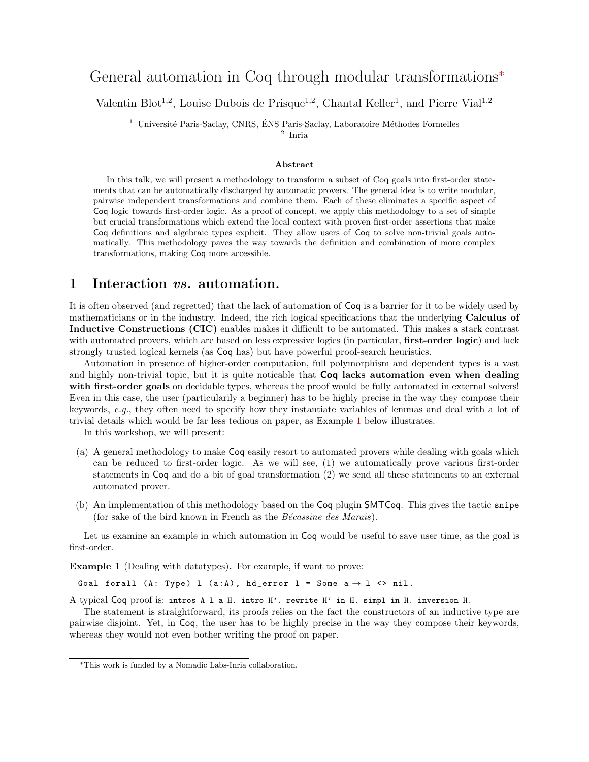# General automation in Coq through modular transformations*

Valentin Blot[1,2], Louise Dubois de Prisque[1,2], Chantal Keller[1], and Pierre Vial[1,2]

[1] Université Paris-Saclay, CNRS, ÉNS Paris-Saclay, Laboratoire Méthodes Formelles
[2] Inria

### Abstract

In this talk, we will present a methodology to transform a subset of Coq goals into first-order statements that can be automatically discharged by automatic provers. The general idea is to write modular, pairwise independent transformations and combine them. Each of these eliminates a specific aspect of Coq logic towards first-order logic. As a proof of concept, we apply this methodology to a set of simple but crucial transformations which extend the local context with proven first-order assertions that make Coq definitions and algebraic types explicit. They allow users of Coq to solve non-trivial goals automatically. This methodology paves the way towards the definition and combination of more complex transformations, making Coq more accessible.

## 1 Interaction *vs.* automation.

It is often observed (and regretted) that the lack of automation of Coq is a barrier for it to be widely used by mathematicians or in the industry. Indeed, the rich logical specifications that the underlying **Calculus of Inductive Constructions (CIC)** enables makes it difficult to be automated. This makes a stark contrast with automated provers, which are based on less expressive logics (in particular, **first-order logic**) and lack strongly trusted logical kernels (as Coq has) but have powerful proof-search heuristics.

Automation in presence of higher-order computation, full polymorphism and dependent types is a vast and highly non-trivial topic, but it is quite noticable that **Coq lacks automation even when dealing with first-order goals** on decidable types, whereas the proof would be fully automated in external solvers! Even in this case, the user (particularily a beginner) has to be highly precise in the way they compose their keywords, *e.g.*, they often need to specify how they instantiate variables of lemmas and deal with a lot of trivial details which would be far less tedious on paper, as Example 1 below illustrates.

In this workshop, we will present:

(a) A general methodology to make Coq easily resort to automated provers while dealing with goals which can be reduced to first-order logic. As we will see, (1) we automatically prove various first-order statements in Coq and do a bit of goal transformation (2) we send all these statements to an external automated prover.

(b) An implementation of this methodology based on the Coq plugin SMTCoq. This gives the tactic `snipe` (for sake of the bird known in French as the *Bécassine des Marais*).

Let us examine an example in which automation in Coq would be useful to save user time, as the goal is first-order.

**Example 1** (Dealing with datatypes)**.** For example, if want to prove:

```
Goal forall (A: Type) l (a:A), hd_error l = Some a → l <> nil.
```

A typical Coq proof is: `intros A l a H. intro H'. rewrite H' in H. simpl in H. inversion H.`

The statement is straightforward, its proofs relies on the fact the constructors of an inductive type are pairwise disjoint. Yet, in Coq, the user has to be highly precise in the way they compose their keywords, whereas they would not even bother writing the proof on paper.

*This work is funded by a Nomadic Labs-Inria collaboration.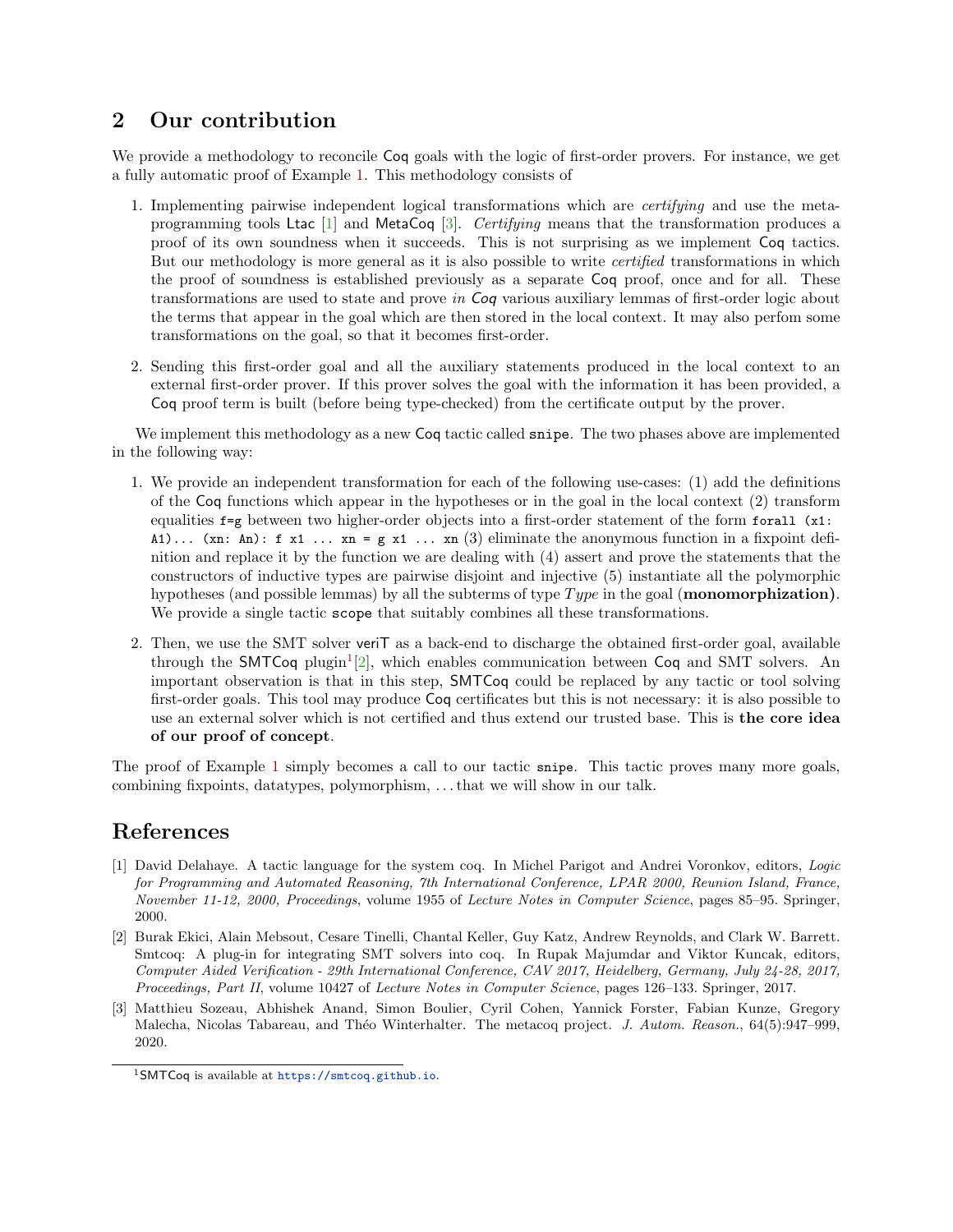## 2 Our contribution

We provide a methodology to reconcile Coq goals with the logic of first-order provers. For instance, we get a fully automatic proof of Example 1. This methodology consists of

1. Implementing pairwise independent logical transformations which are *certifying* and use the meta-programming tools Ltac [1] and MetaCoq [3]. *Certifying* means that the transformation produces a proof of its own soundness when it succeeds. This is not surprising as we implement Coq tactics. But our methodology is more general as it is also possible to write *certified* transformations in which the proof of soundness is established previously as a separate Coq proof, once and for all. These transformations are used to state and prove *in Coq* various auxiliary lemmas of first-order logic about the terms that appear in the goal which are then stored in the local context. It may also perfom some transformations on the goal, so that it becomes first-order.

2. Sending this first-order goal and all the auxiliary statements produced in the local context to an external first-order prover. If this prover solves the goal with the information it has been provided, a Coq proof term is built (before being type-checked) from the certificate output by the prover.

We implement this methodology as a new Coq tactic called `snipe`. The two phases above are implemented in the following way:

1. We provide an independent transformation for each of the following use-cases: (1) add the definitions of the Coq functions which appear in the hypotheses or in the goal in the local context (2) transform equalities `f=g` between two higher-order objects into a first-order statement of the form `forall (x1: A1)... (xn: An): f x1 ... xn = g x1 ... xn` (3) eliminate the anonymous function in a fixpoint definition and replace it by the function we are dealing with (4) assert and prove the statements that the constructors of inductive types are pairwise disjoint and injective (5) instantiate all the polymorphic hypotheses (and possible lemmas) by all the subterms of type *Type* in the goal (**monomorphization)**. We provide a single tactic `scope` that suitably combines all these transformations.

2. Then, we use the SMT solver veriT as a back-end to discharge the obtained first-order goal, available through the SMTCoq plugin[1][2], which enables communication between Coq and SMT solvers. An important observation is that in this step, SMTCoq could be replaced by any tactic or tool solving first-order goals. This tool may produce Coq certificates but this is not necessary: it is also possible to use an external solver which is not certified and thus extend our trusted base. This is **the core idea of our proof of concept**.

The proof of Example 1 simply becomes a call to our tactic `snipe`. This tactic proves many more goals, combining fixpoints, datatypes, polymorphism, . . . that we will show in our talk.

## References

[1] David Delahaye. A tactic language for the system coq. In Michel Parigot and Andrei Voronkov, editors, *Logic for Programming and Automated Reasoning, 7th International Conference, LPAR 2000, Reunion Island, France, November 11-12, 2000, Proceedings*, volume 1955 of *Lecture Notes in Computer Science*, pages 85–95. Springer, 2000.

[2] Burak Ekici, Alain Mebsout, Cesare Tinelli, Chantal Keller, Guy Katz, Andrew Reynolds, and Clark W. Barrett. Smtcoq: A plug-in for integrating SMT solvers into coq. In Rupak Majumdar and Viktor Kuncak, editors, *Computer Aided Verification - 29th International Conference, CAV 2017, Heidelberg, Germany, July 24-28, 2017, Proceedings, Part II*, volume 10427 of *Lecture Notes in Computer Science*, pages 126–133. Springer, 2017.

[3] Matthieu Sozeau, Abhishek Anand, Simon Boulier, Cyril Cohen, Yannick Forster, Fabian Kunze, Gregory Malecha, Nicolas Tabareau, and Théo Winterhalter. The metacoq project. *J. Autom. Reason.*, 64(5):947–999, 2020.

[1] SMTCoq is available at https://smtcoq.github.io.